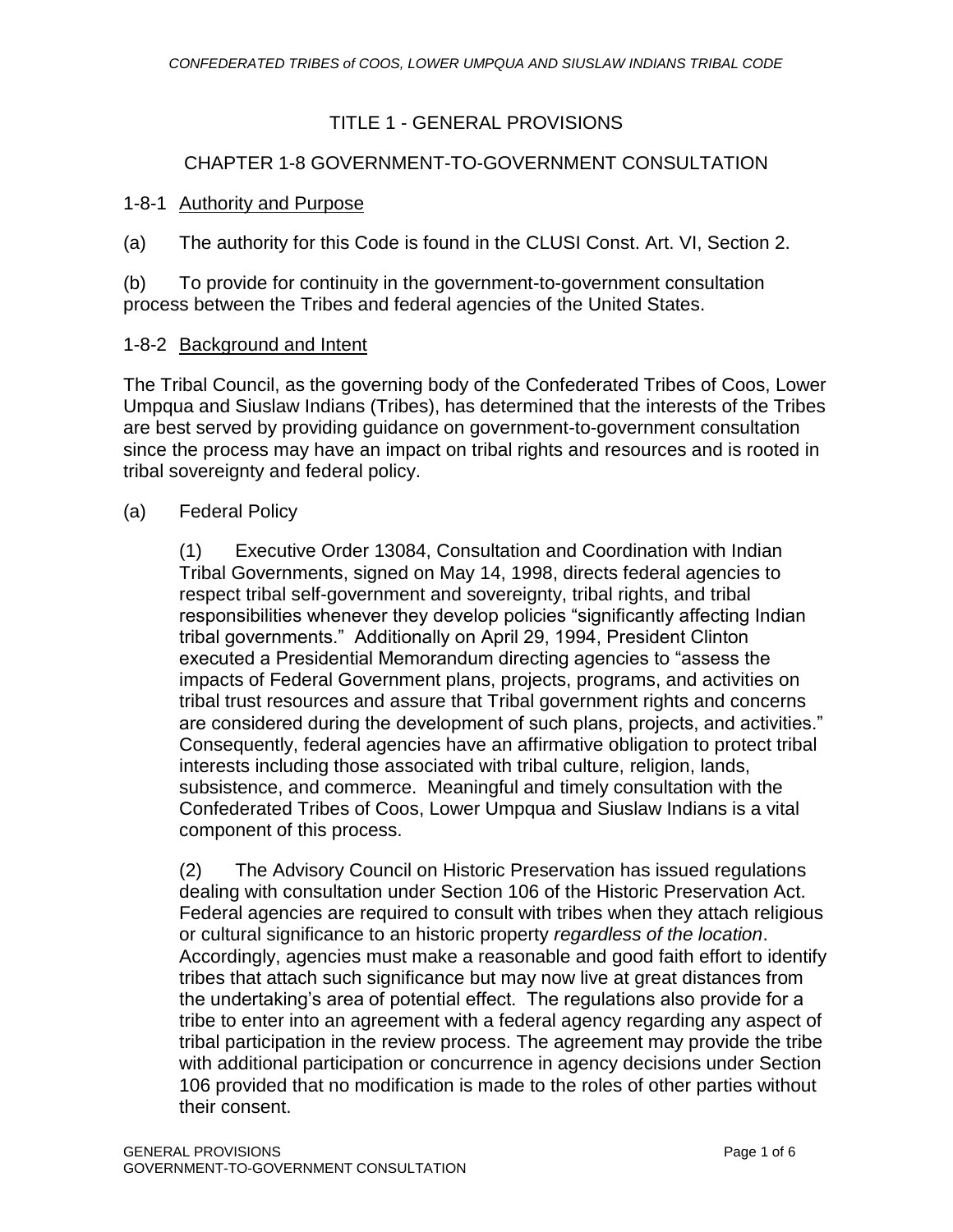# TITLE 1 - GENERAL PROVISIONS

## CHAPTER 1-8 GOVERNMENT-TO-GOVERNMENT CONSULTATION

### 1-8-1 Authority and Purpose

(a) The authority for this Code is found in the CLUSI Const. Art. VI, Section 2.

(b) To provide for continuity in the government-to-government consultation process between the Tribes and federal agencies of the United States.

### 1-8-2 Background and Intent

The Tribal Council, as the governing body of the Confederated Tribes of Coos, Lower Umpqua and Siuslaw Indians (Tribes), has determined that the interests of the Tribes are best served by providing guidance on government-to-government consultation since the process may have an impact on tribal rights and resources and is rooted in tribal sovereignty and federal policy.

(a) Federal Policy

(1) Executive Order 13084, Consultation and Coordination with Indian Tribal Governments, signed on May 14, 1998, directs federal agencies to respect tribal self-government and sovereignty, tribal rights, and tribal responsibilities whenever they develop policies "significantly affecting Indian tribal governments." Additionally on April 29, 1994, President Clinton executed a Presidential Memorandum directing agencies to "assess the impacts of Federal Government plans, projects, programs, and activities on tribal trust resources and assure that Tribal government rights and concerns are considered during the development of such plans, projects, and activities." Consequently, federal agencies have an affirmative obligation to protect tribal interests including those associated with tribal culture, religion, lands, subsistence, and commerce. Meaningful and timely consultation with the Confederated Tribes of Coos, Lower Umpqua and Siuslaw Indians is a vital component of this process.

(2) The Advisory Council on Historic Preservation has issued regulations dealing with consultation under Section 106 of the Historic Preservation Act. Federal agencies are required to consult with tribes when they attach religious or cultural significance to an historic property *regardless of the location*. Accordingly, agencies must make a reasonable and good faith effort to identify tribes that attach such significance but may now live at great distances from the undertaking's area of potential effect. The regulations also provide for a tribe to enter into an agreement with a federal agency regarding any aspect of tribal participation in the review process. The agreement may provide the tribe with additional participation or concurrence in agency decisions under Section 106 provided that no modification is made to the roles of other parties without their consent.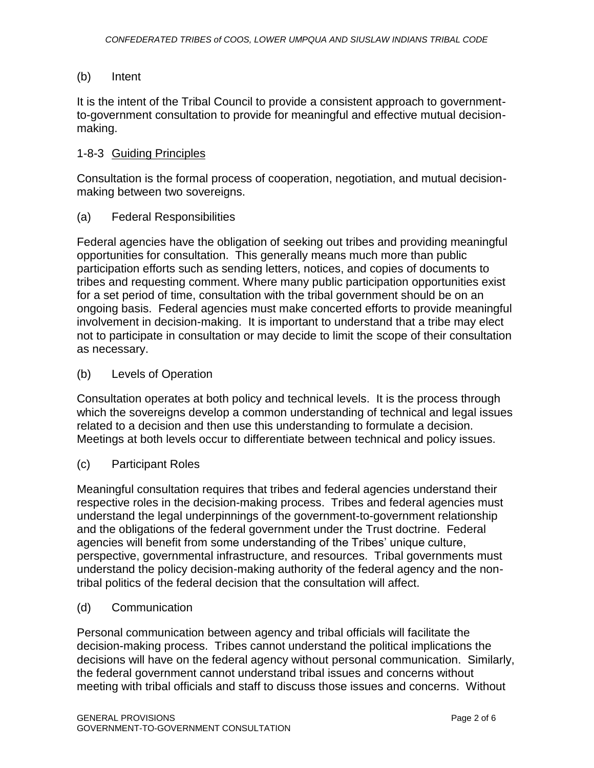(b) Intent

It is the intent of the Tribal Council to provide a consistent approach to government-to-government consultation to provide for meaningful and effective mutual decision-making.

## 1-8-3 Guiding Principles

Consultation is the formal process of cooperation, negotiation, and mutual decision-making between two sovereigns.

(a) Federal Responsibilities

Federal agencies have the obligation of seeking out tribes and providing meaningful opportunities for consultation. This generally means much more than public participation efforts such as sending letters, notices, and copies of documents to tribes and requesting comment. Where many public participation opportunities exist for a set period of time, consultation with the tribal government should be on an ongoing basis. Federal agencies must make concerted efforts to provide meaningful involvement in decision-making. It is important to understand that a tribe may elect not to participate in consultation or may decide to limit the scope of their consultation as necessary.

(b) Levels of Operation

Consultation operates at both policy and technical levels. It is the process through which the sovereigns develop a common understanding of technical and legal issues related to a decision and then use this understanding to formulate a decision. Meetings at both levels occur to differentiate between technical and policy issues.

(c) Participant Roles

Meaningful consultation requires that tribes and federal agencies understand their respective roles in the decision-making process. Tribes and federal agencies must understand the legal underpinnings of the government-to-government relationship and the obligations of the federal government under the Trust doctrine. Federal agencies will benefit from some understanding of the Tribes' unique culture, perspective, governmental infrastructure, and resources. Tribal governments must understand the policy decision-making authority of the federal agency and the non-tribal politics of the federal decision that the consultation will affect.

(d) Communication

Personal communication between agency and tribal officials will facilitate the decision-making process. Tribes cannot understand the political implications the decisions will have on the federal agency without personal communication. Similarly, the federal government cannot understand tribal issues and concerns without meeting with tribal officials and staff to discuss those issues and concerns. Without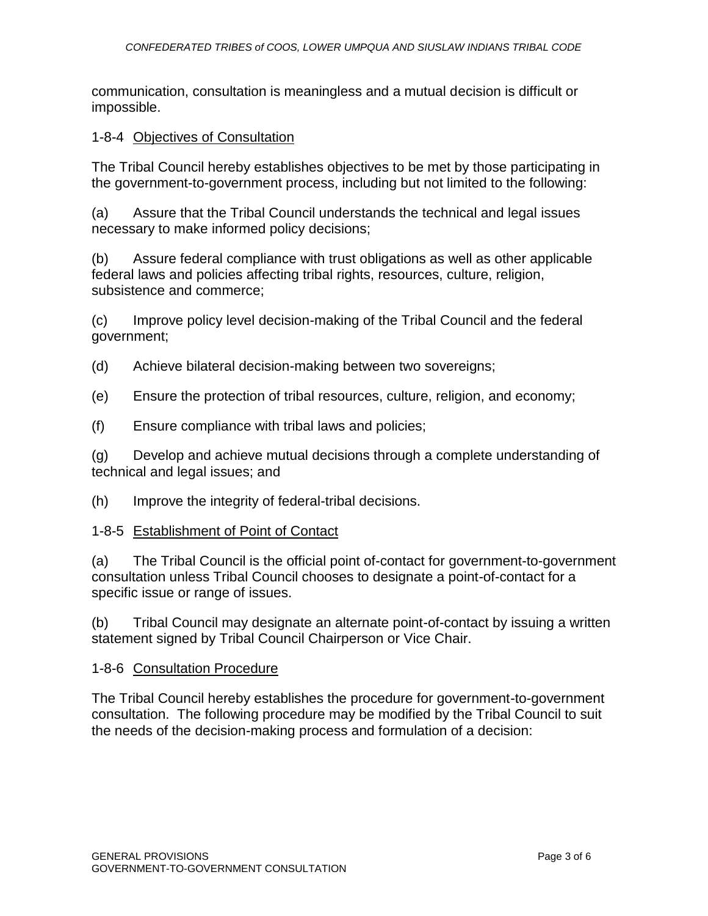communication, consultation is meaningless and a mutual decision is difficult or impossible.

### 1-8-4 Objectives of Consultation

The Tribal Council hereby establishes objectives to be met by those participating in the government-to-government process, including but not limited to the following:

(a) Assure that the Tribal Council understands the technical and legal issues necessary to make informed policy decisions;

(b) Assure federal compliance with trust obligations as well as other applicable federal laws and policies affecting tribal rights, resources, culture, religion, subsistence and commerce;

(c) Improve policy level decision-making of the Tribal Council and the federal government;

(d) Achieve bilateral decision-making between two sovereigns;

(e) Ensure the protection of tribal resources, culture, religion, and economy;

(f) Ensure compliance with tribal laws and policies;

(g) Develop and achieve mutual decisions through a complete understanding of technical and legal issues; and

(h) Improve the integrity of federal-tribal decisions.

### 1-8-5 Establishment of Point of Contact

(a) The Tribal Council is the official point of-contact for government-to-government consultation unless Tribal Council chooses to designate a point-of-contact for a specific issue or range of issues.

(b) Tribal Council may designate an alternate point-of-contact by issuing a written statement signed by Tribal Council Chairperson or Vice Chair.

### 1-8-6 Consultation Procedure

The Tribal Council hereby establishes the procedure for government-to-government consultation. The following procedure may be modified by the Tribal Council to suit the needs of the decision-making process and formulation of a decision: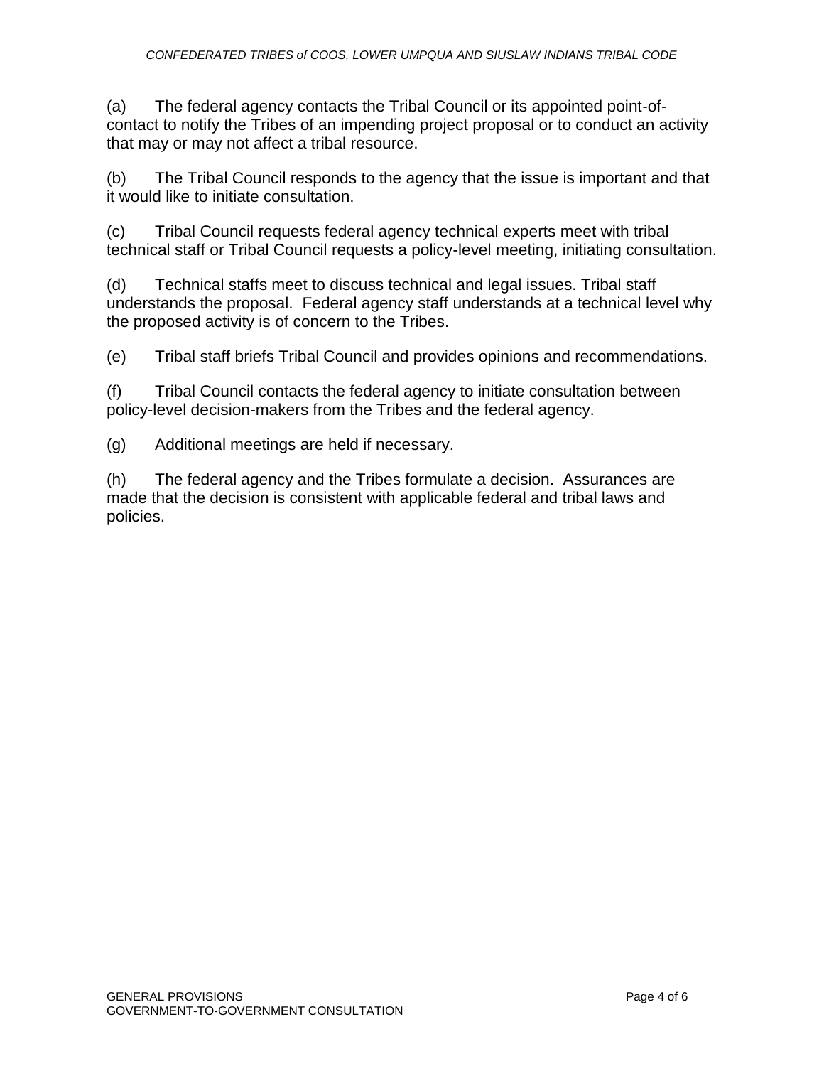(a) The federal agency contacts the Tribal Council or its appointed point-of-contact to notify the Tribes of an impending project proposal or to conduct an activity that may or may not affect a tribal resource.

(b) The Tribal Council responds to the agency that the issue is important and that it would like to initiate consultation.

(c) Tribal Council requests federal agency technical experts meet with tribal technical staff or Tribal Council requests a policy-level meeting, initiating consultation.

(d) Technical staffs meet to discuss technical and legal issues. Tribal staff understands the proposal. Federal agency staff understands at a technical level why the proposed activity is of concern to the Tribes.

(e) Tribal staff briefs Tribal Council and provides opinions and recommendations.

(f) Tribal Council contacts the federal agency to initiate consultation between policy-level decision-makers from the Tribes and the federal agency.

(g) Additional meetings are held if necessary.

(h) The federal agency and the Tribes formulate a decision. Assurances are made that the decision is consistent with applicable federal and tribal laws and policies.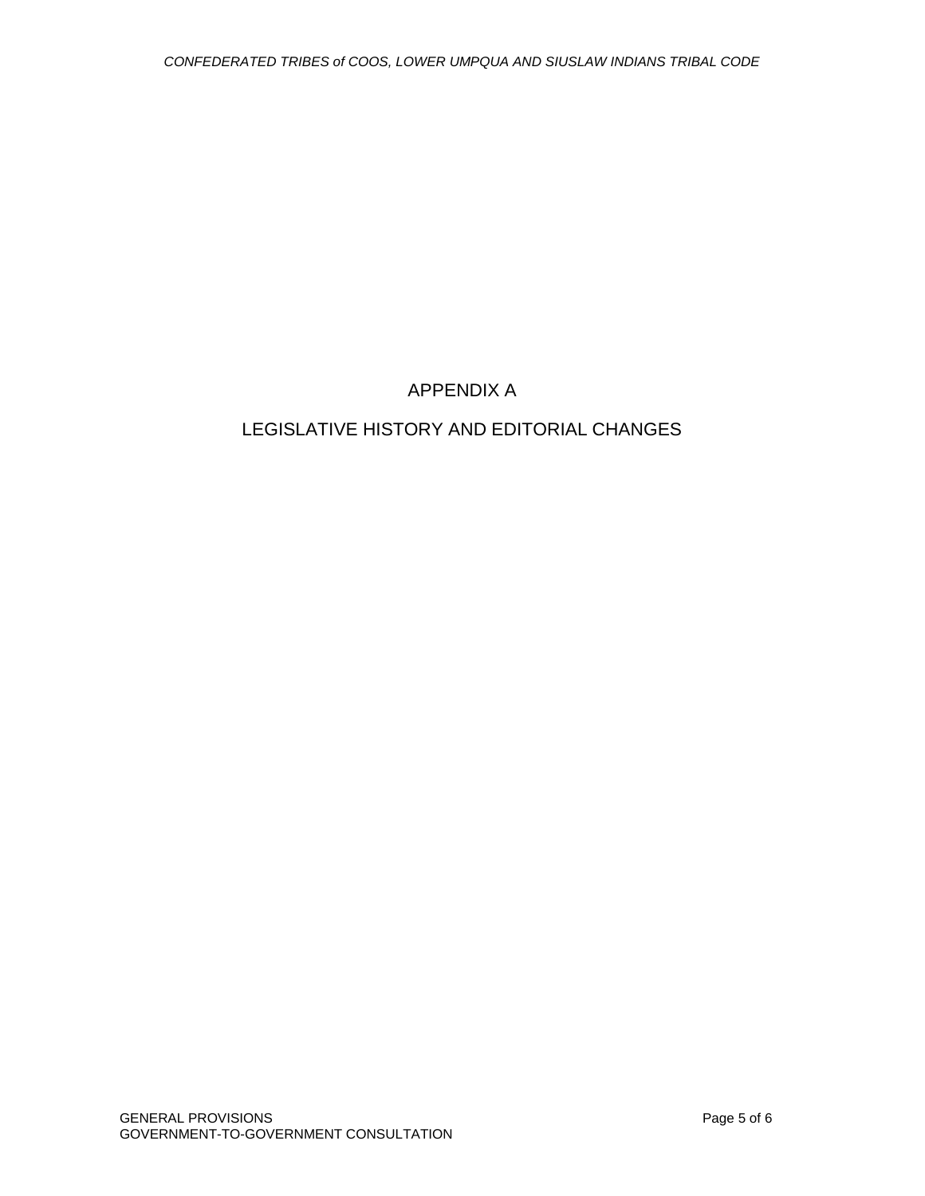# APPENDIX A

## LEGISLATIVE HISTORY AND EDITORIAL CHANGES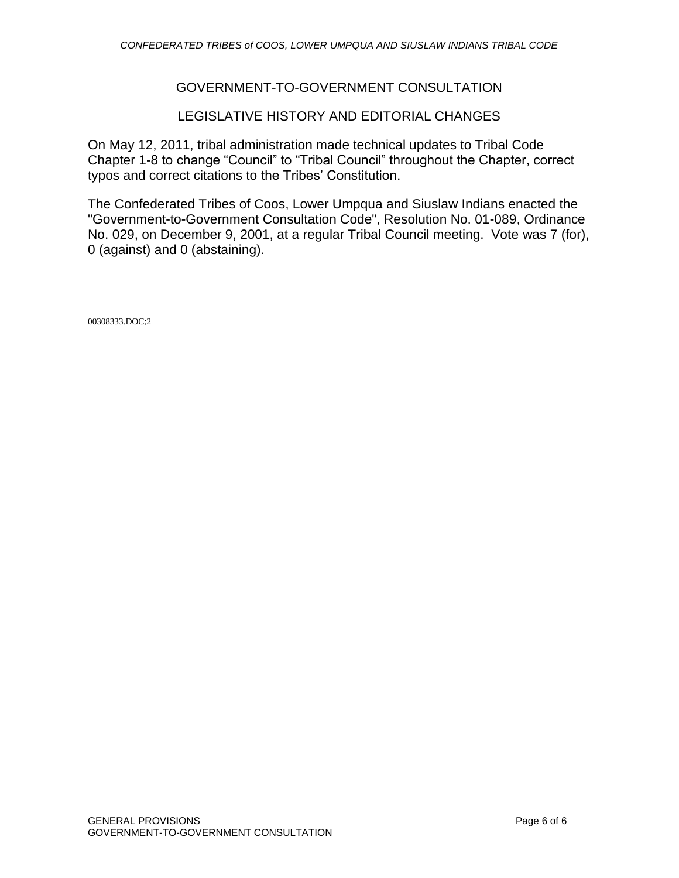## GOVERNMENT-TO-GOVERNMENT CONSULTATION

## LEGISLATIVE HISTORY AND EDITORIAL CHANGES

On May 12, 2011, tribal administration made technical updates to Tribal Code Chapter 1-8 to change “Council” to “Tribal Council” throughout the Chapter, correct typos and correct citations to the Tribes’ Constitution.

The Confederated Tribes of Coos, Lower Umpqua and Siuslaw Indians enacted the "Government-to-Government Consultation Code", Resolution No. 01-089, Ordinance No. 029, on December 9, 2001, at a regular Tribal Council meeting. Vote was 7 (for), 0 (against) and 0 (abstaining).

00308333.DOC;2